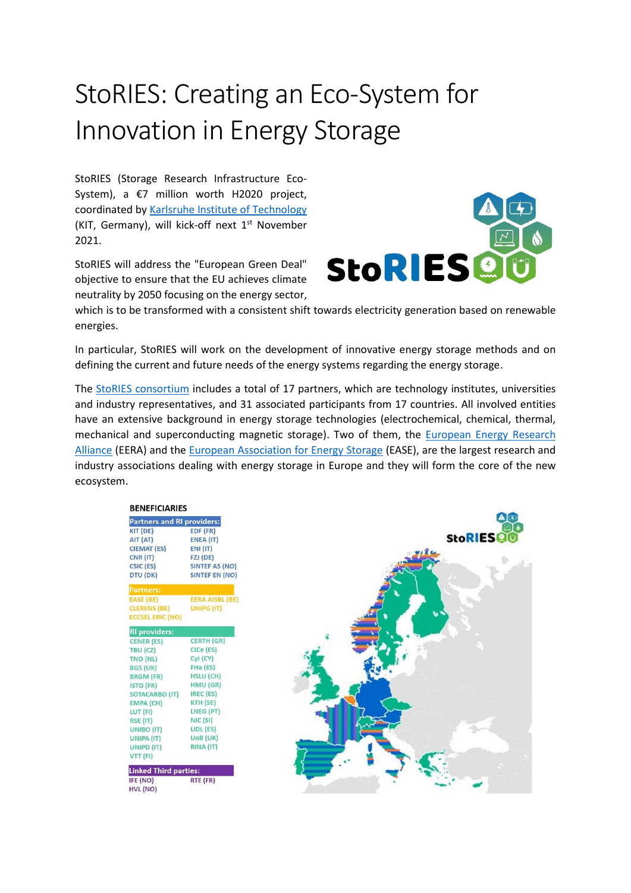# StoRIES: Creating an Eco-System for Innovation in Energy Storage

StoRIES (Storage Research Infrastructure Eco-System), a €7 million worth H2020 project, coordinated by Karlsruhe Institute of Technology (KIT, Germany), will kick-off next 1st November 2021.

StoRIES will address the "European Green Deal" objective to ensure that the EU achieves climate neutrality by 2050 focusing on the energy sector, which is to be transformed with a consistent shift towards electricity generation based on renewable energies.

In particular, StoRIES will work on the development of innovative energy storage methods and on defining the current and future needs of the energy systems regarding the energy storage.

The StoRIES consortium includes a total of 17 partners, which are technology institutes, universities and industry representatives, and 31 associated participants from 17 countries. All involved entities have an extensive background in energy storage technologies (electrochemical, chemical, thermal, mechanical and superconducting magnetic storage). Two of them, the European Energy Research Alliance (EERA) and the European Association for Energy Storage (EASE), are the largest research and industry associations dealing with energy storage in Europe and they will form the core of the new ecosystem.

**BENEFICIARIES**

| Partners and RI providers: | |
|---|---|
| KIT (DE) | EDF (FR) |
| AIT (AT) | ENEA (IT) |
| CIEMAT (ES) | ENI (IT) |
| CNR (IT) | FZJ (DE) |
| CSIC (ES) | SINTEF AS (NO) |
| DTU (DK) | SINTEF EN (NO) |

| Partners: | |
|---|---|
| EASE (BE) | EERA AISBL (BE) |
| CLERENS (BE) | UNIPG (IT) |
| ECCSEL ERIC (NO) | |

| RI providers: | |
|---|---|
| CENER (ES) | CERTH (GR) |
| TBU (CZ) | CICe (ES) |
| TNO (NL) | CyI (CY) |
| BGS (UK) | FHa (ES) |
| BRGM (FR) | HSLU (CH) |
| ISTO (FR) | HMU (GR) |
| SOTACARBO (IT) | IREC (ES) |
| EMPA (CH) | KTH (SE) |
| LUT (FI) | LNEG (PT) |
| RSE (IT) | NIC (SI) |
| UNIBO (IT) | UDL (ES) |
| UNIPA (IT) | UoB (UK) |
| UNIPD (IT) | RINA (IT) |
| VTT (FI) | |

| Linked Third parties: | |
|---|---|
| IFE (NO) | RTE (FR) |
| HVL (NO) | |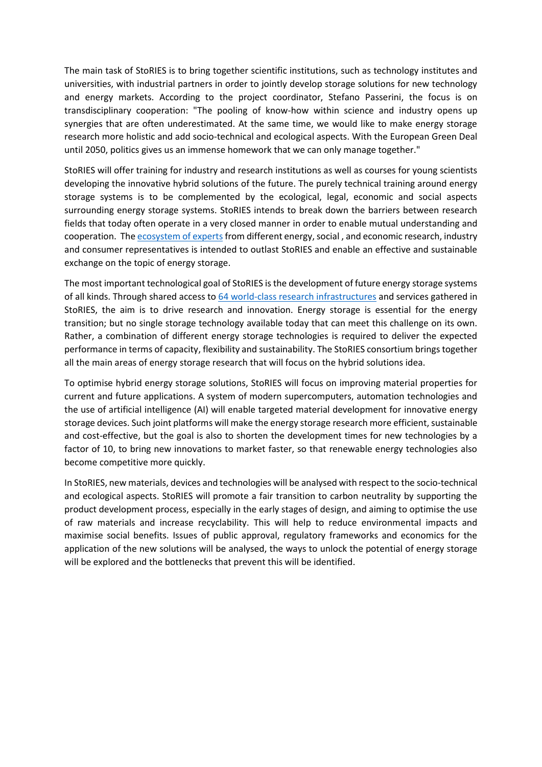The main task of StoRIES is to bring together scientific institutions, such as technology institutes and universities, with industrial partners in order to jointly develop storage solutions for new technology and energy markets. According to the project coordinator, Stefano Passerini, the focus is on transdisciplinary cooperation: "The pooling of know-how within science and industry opens up synergies that are often underestimated. At the same time, we would like to make energy storage research more holistic and add socio-technical and ecological aspects. With the European Green Deal until 2050, politics gives us an immense homework that we can only manage together."

StoRIES will offer training for industry and research institutions as well as courses for young scientists developing the innovative hybrid solutions of the future. The purely technical training around energy storage systems is to be complemented by the ecological, legal, economic and social aspects surrounding energy storage systems. StoRIES intends to break down the barriers between research fields that today often operate in a very closed manner in order to enable mutual understanding and cooperation. The ecosystem of experts from different energy, social , and economic research, industry and consumer representatives is intended to outlast StoRIES and enable an effective and sustainable exchange on the topic of energy storage.

The most important technological goal of StoRIES is the development of future energy storage systems of all kinds. Through shared access to 64 world-class research infrastructures and services gathered in StoRIES, the aim is to drive research and innovation. Energy storage is essential for the energy transition; but no single storage technology available today that can meet this challenge on its own. Rather, a combination of different energy storage technologies is required to deliver the expected performance in terms of capacity, flexibility and sustainability. The StoRIES consortium brings together all the main areas of energy storage research that will focus on the hybrid solutions idea.

To optimise hybrid energy storage solutions, StoRIES will focus on improving material properties for current and future applications. A system of modern supercomputers, automation technologies and the use of artificial intelligence (AI) will enable targeted material development for innovative energy storage devices. Such joint platforms will make the energy storage research more efficient, sustainable and cost-effective, but the goal is also to shorten the development times for new technologies by a factor of 10, to bring new innovations to market faster, so that renewable energy technologies also become competitive more quickly.

In StoRIES, new materials, devices and technologies will be analysed with respect to the socio-technical and ecological aspects. StoRIES will promote a fair transition to carbon neutrality by supporting the product development process, especially in the early stages of design, and aiming to optimise the use of raw materials and increase recyclability. This will help to reduce environmental impacts and maximise social benefits. Issues of public approval, regulatory frameworks and economics for the application of the new solutions will be analysed, the ways to unlock the potential of energy storage will be explored and the bottlenecks that prevent this will be identified.